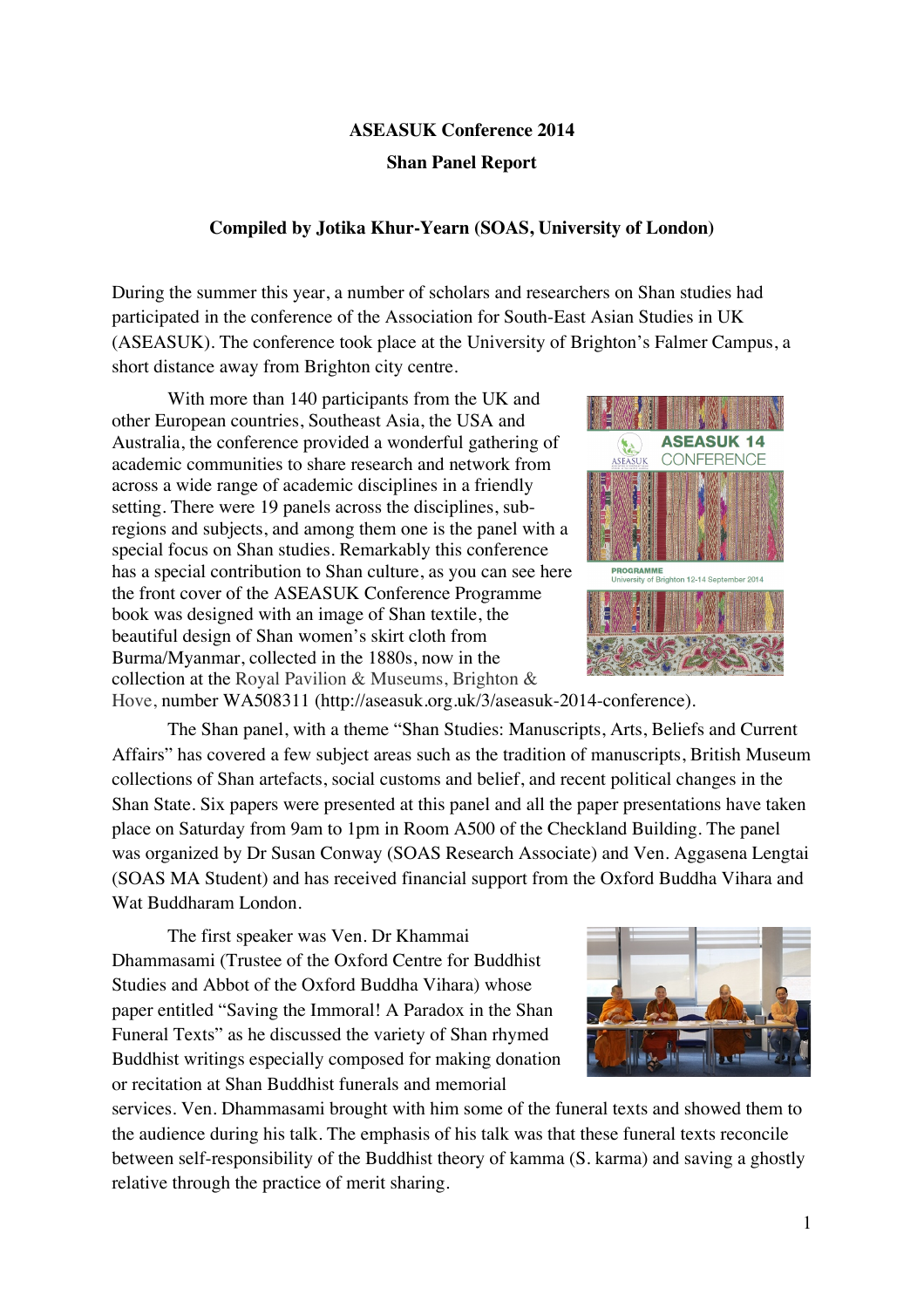# ASEASUK Conference 2014

## Shan Panel Report

**Compiled by Jotika Khur-Yearn (SOAS, University of London)**

During the summer this year, a number of scholars and researchers on Shan studies had participated in the conference of the Association for South-East Asian Studies in UK (ASEASUK). The conference took place at the University of Brighton's Falmer Campus, a short distance away from Brighton city centre.

With more than 140 participants from the UK and other European countries, Southeast Asia, the USA and Australia, the conference provided a wonderful gathering of academic communities to share research and network from across a wide range of academic disciplines in a friendly setting. There were 19 panels across the disciplines, sub-regions and subjects, and among them one is the panel with a special focus on Shan studies. Remarkably this conference has a special contribution to Shan culture, as you can see here the front cover of the ASEASUK Conference Programme book was designed with an image of Shan textile, the beautiful design of Shan women's skirt cloth from Burma/Myanmar, collected in the 1880s, now in the collection at the Royal Pavilion & Museums, Brighton & Hove, number WA508311 (http://aseasuk.org.uk/3/aseasuk-2014-conference).

The Shan panel, with a theme "Shan Studies: Manuscripts, Arts, Beliefs and Current Affairs" has covered a few subject areas such as the tradition of manuscripts, British Museum collections of Shan artefacts, social customs and belief, and recent political changes in the Shan State. Six papers were presented at this panel and all the paper presentations have taken place on Saturday from 9am to 1pm in Room A500 of the Checkland Building. The panel was organized by Dr Susan Conway (SOAS Research Associate) and Ven. Aggasena Lengtai (SOAS MA Student) and has received financial support from the Oxford Buddha Vihara and Wat Buddharam London.

The first speaker was Ven. Dr Khammai Dhammasami (Trustee of the Oxford Centre for Buddhist Studies and Abbot of the Oxford Buddha Vihara) whose paper entitled "Saving the Immoral! A Paradox in the Shan Funeral Texts" as he discussed the variety of Shan rhymed Buddhist writings especially composed for making donation or recitation at Shan Buddhist funerals and memorial services. Ven. Dhammasami brought with him some of the funeral texts and showed them to the audience during his talk. The emphasis of his talk was that these funeral texts reconcile between self-responsibility of the Buddhist theory of kamma (S. karma) and saving a ghostly relative through the practice of merit sharing.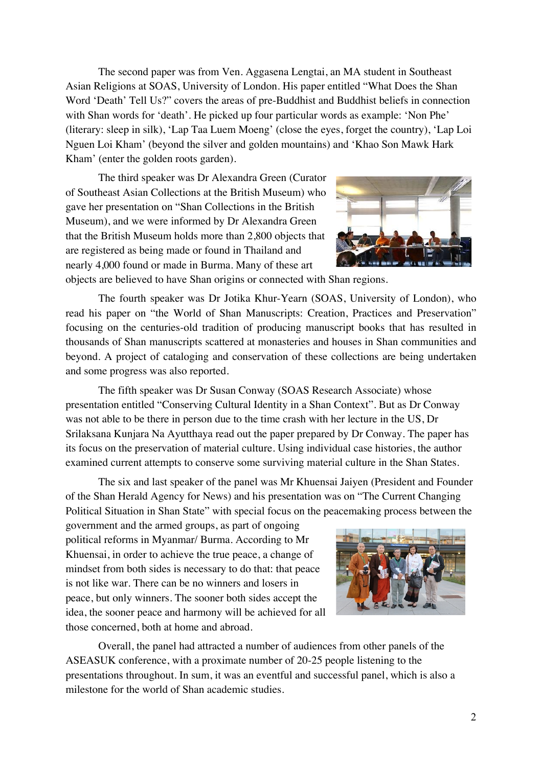The second paper was from Ven. Aggasena Lengtai, an MA student in Southeast Asian Religions at SOAS, University of London. His paper entitled "What Does the Shan Word 'Death' Tell Us?" covers the areas of pre-Buddhist and Buddhist beliefs in connection with Shan words for 'death'. He picked up four particular words as example: 'Non Phe' (literary: sleep in silk), 'Lap Taa Luem Moeng' (close the eyes, forget the country), 'Lap Loi Nguen Loi Kham' (beyond the silver and golden mountains) and 'Khao Son Mawk Hark Kham' (enter the golden roots garden).

The third speaker was Dr Alexandra Green (Curator of Southeast Asian Collections at the British Museum) who gave her presentation on "Shan Collections in the British Museum), and we were informed by Dr Alexandra Green that the British Museum holds more than 2,800 objects that are registered as being made or found in Thailand and nearly 4,000 found or made in Burma. Many of these art objects are believed to have Shan origins or connected with Shan regions.

The fourth speaker was Dr Jotika Khur-Yearn (SOAS, University of London), who read his paper on "the World of Shan Manuscripts: Creation, Practices and Preservation" focusing on the centuries-old tradition of producing manuscript books that has resulted in thousands of Shan manuscripts scattered at monasteries and houses in Shan communities and beyond. A project of cataloging and conservation of these collections are being undertaken and some progress was also reported.

The fifth speaker was Dr Susan Conway (SOAS Research Associate) whose presentation entitled "Conserving Cultural Identity in a Shan Context". But as Dr Conway was not able to be there in person due to the time crash with her lecture in the US, Dr Srilaksana Kunjara Na Ayutthaya read out the paper prepared by Dr Conway. The paper has its focus on the preservation of material culture. Using individual case histories, the author examined current attempts to conserve some surviving material culture in the Shan States.

The six and last speaker of the panel was Mr Khuensai Jaiyen (President and Founder of the Shan Herald Agency for News) and his presentation was on "The Current Changing Political Situation in Shan State" with special focus on the peacemaking process between the government and the armed groups, as part of ongoing political reforms in Myanmar/ Burma. According to Mr Khuensai, in order to achieve the true peace, a change of mindset from both sides is necessary to do that: that peace is not like war. There can be no winners and losers in peace, but only winners. The sooner both sides accept the idea, the sooner peace and harmony will be achieved for all those concerned, both at home and abroad.

Overall, the panel had attracted a number of audiences from other panels of the ASEASUK conference, with a proximate number of 20-25 people listening to the presentations throughout. In sum, it was an eventful and successful panel, which is also a milestone for the world of Shan academic studies.